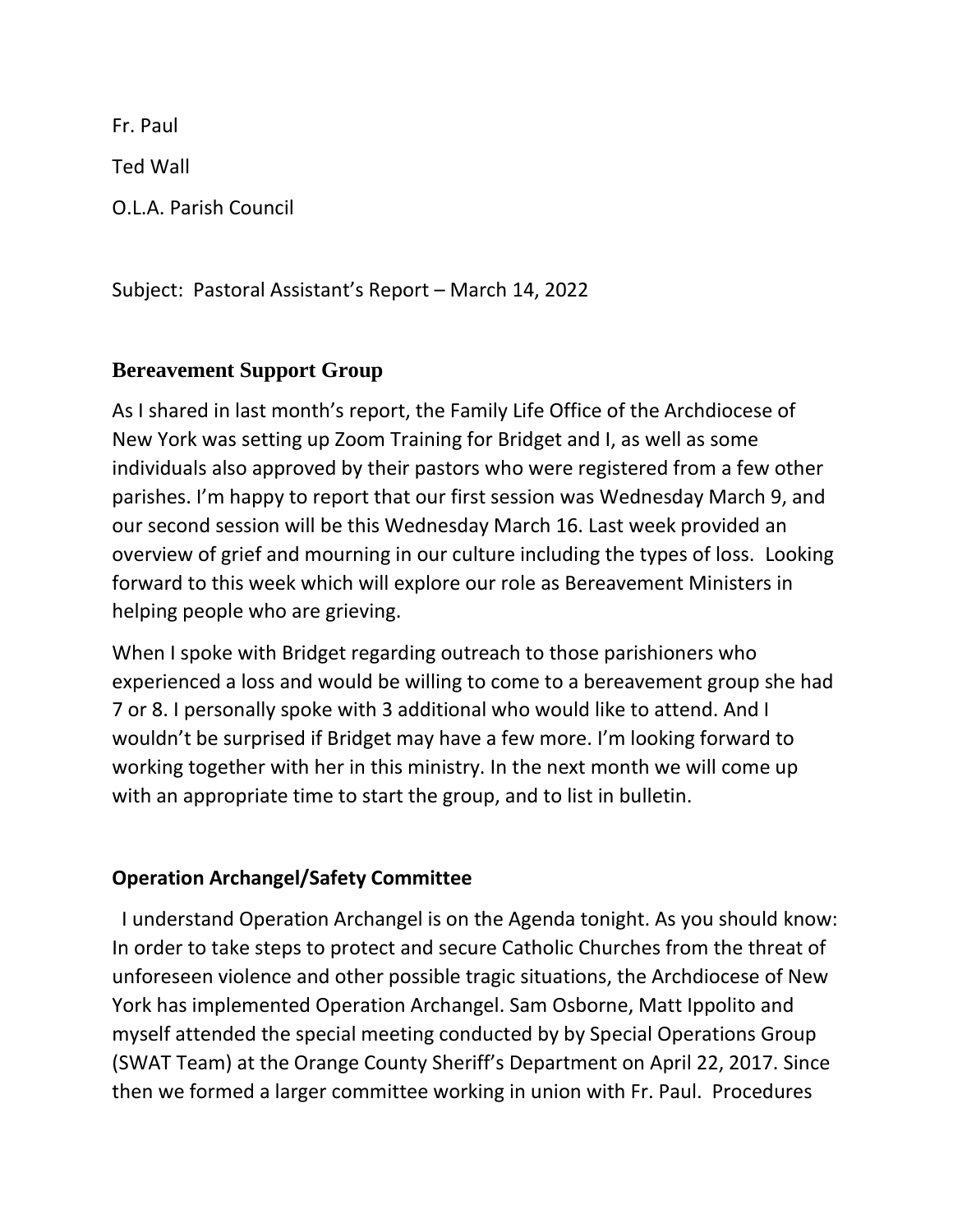Fr. Paul

Ted Wall

O.L.A. Parish Council

Subject: Pastoral Assistant's Report – March 14, 2022

## Bereavement Support Group

As I shared in last month's report, the Family Life Office of the Archdiocese of New York was setting up Zoom Training for Bridget and I, as well as some individuals also approved by their pastors who were registered from a few other parishes. I'm happy to report that our first session was Wednesday March 9, and our second session will be this Wednesday March 16. Last week provided an overview of grief and mourning in our culture including the types of loss. Looking forward to this week which will explore our role as Bereavement Ministers in helping people who are grieving.

When I spoke with Bridget regarding outreach to those parishioners who experienced a loss and would be willing to come to a bereavement group she had 7 or 8. I personally spoke with 3 additional who would like to attend. And I wouldn't be surprised if Bridget may have a few more. I'm looking forward to working together with her in this ministry. In the next month we will come up with an appropriate time to start the group, and to list in bulletin.

## Operation Archangel/Safety Committee

I understand Operation Archangel is on the Agenda tonight. As you should know: In order to take steps to protect and secure Catholic Churches from the threat of unforeseen violence and other possible tragic situations, the Archdiocese of New York has implemented Operation Archangel. Sam Osborne, Matt Ippolito and myself attended the special meeting conducted by by Special Operations Group (SWAT Team) at the Orange County Sheriff's Department on April 22, 2017. Since then we formed a larger committee working in union with Fr. Paul. Procedures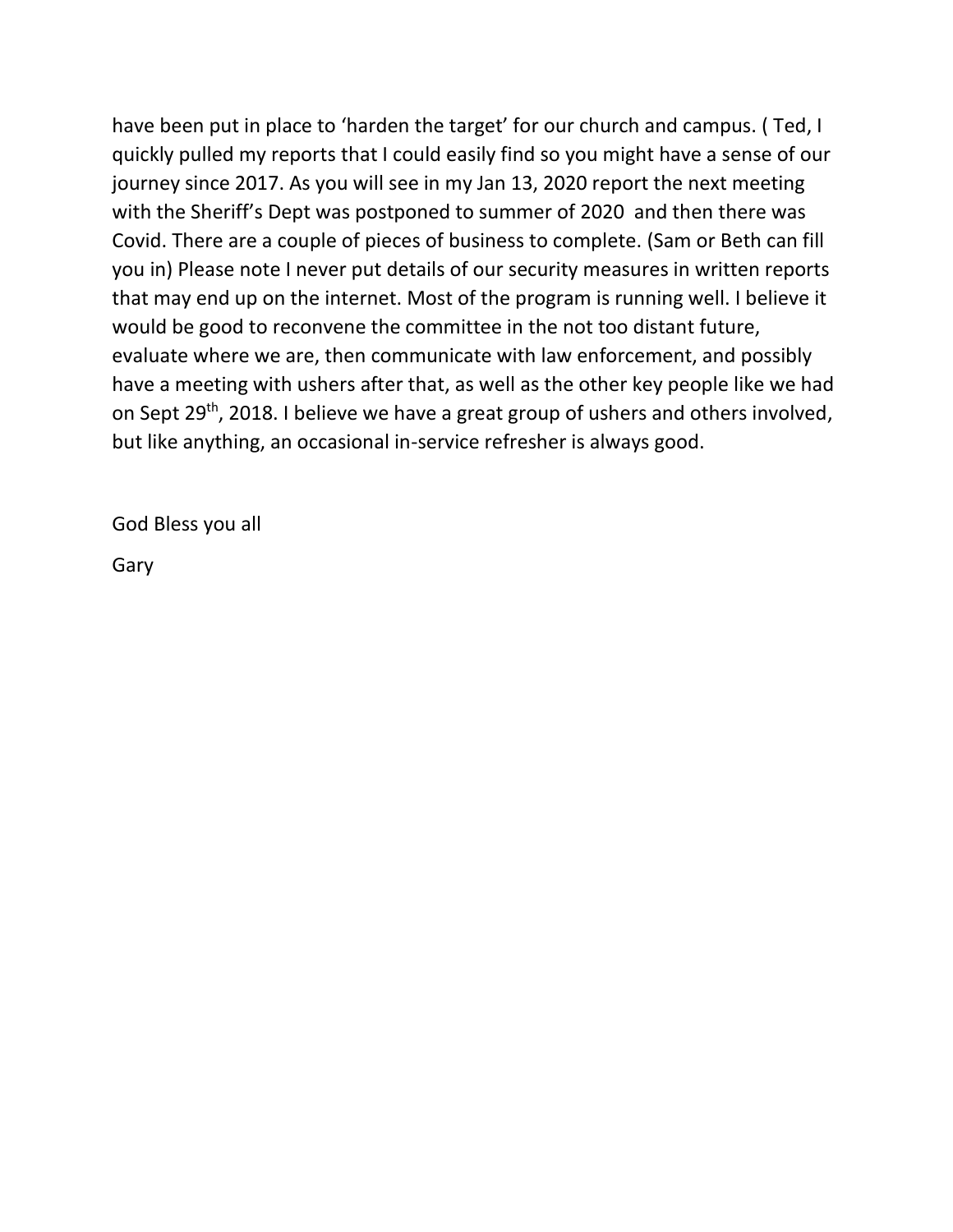have been put in place to 'harden the target' for our church and campus. ( Ted, I quickly pulled my reports that I could easily find so you might have a sense of our journey since 2017. As you will see in my Jan 13, 2020 report the next meeting with the Sheriff's Dept was postponed to summer of 2020 and then there was Covid. There are a couple of pieces of business to complete. (Sam or Beth can fill you in) Please note I never put details of our security measures in written reports that may end up on the internet. Most of the program is running well. I believe it would be good to reconvene the committee in the not too distant future, evaluate where we are, then communicate with law enforcement, and possibly have a meeting with ushers after that, as well as the other key people like we had on Sept 29th, 2018. I believe we have a great group of ushers and others involved, but like anything, an occasional in-service refresher is always good.

God Bless you all

Gary